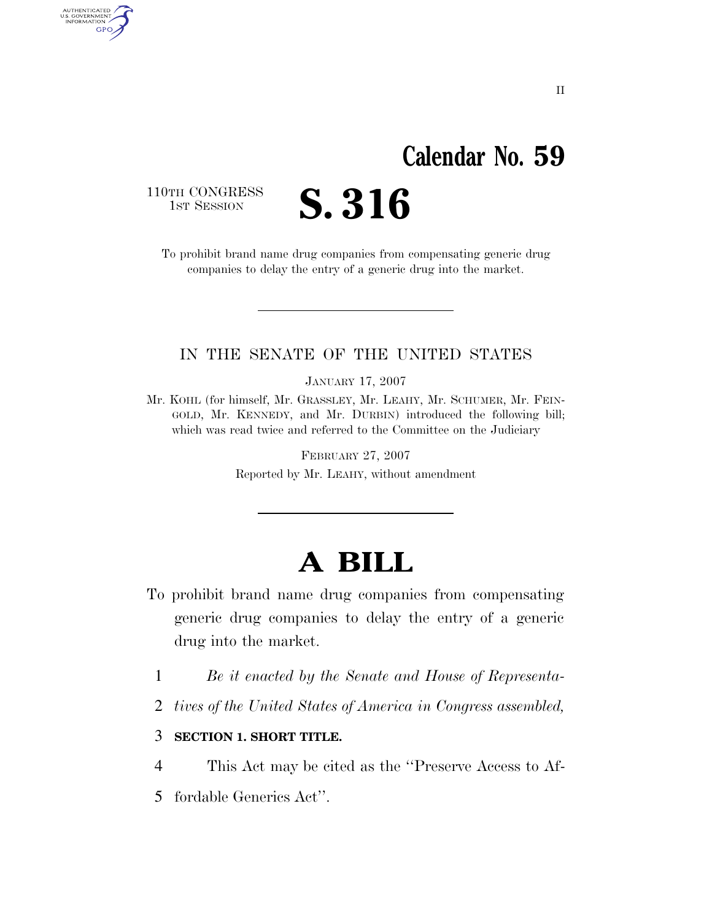# Calendar No. 59

110TH CONGRESS
1ST SESSION

# S. 316

To prohibit brand name drug companies from compensating generic drug companies to delay the entry of a generic drug into the market.

IN THE SENATE OF THE UNITED STATES

JANUARY 17, 2007

Mr. KOHL (for himself, Mr. GRASSLEY, Mr. LEAHY, Mr. SCHUMER, Mr. FEINGOLD, Mr. KENNEDY, and Mr. DURBIN) introduced the following bill; which was read twice and referred to the Committee on the Judiciary

FEBRUARY 27, 2007

Reported by Mr. LEAHY, without amendment

# A BILL

To prohibit brand name drug companies from compensating generic drug companies to delay the entry of a generic drug into the market.

1 *Be it enacted by the Senate and House of Representa-*
2 *tives of the United States of America in Congress assembled,*

3 **SECTION 1. SHORT TITLE.**

4 This Act may be cited as the ''Preserve Access to Af-
5 fordable Generics Act''.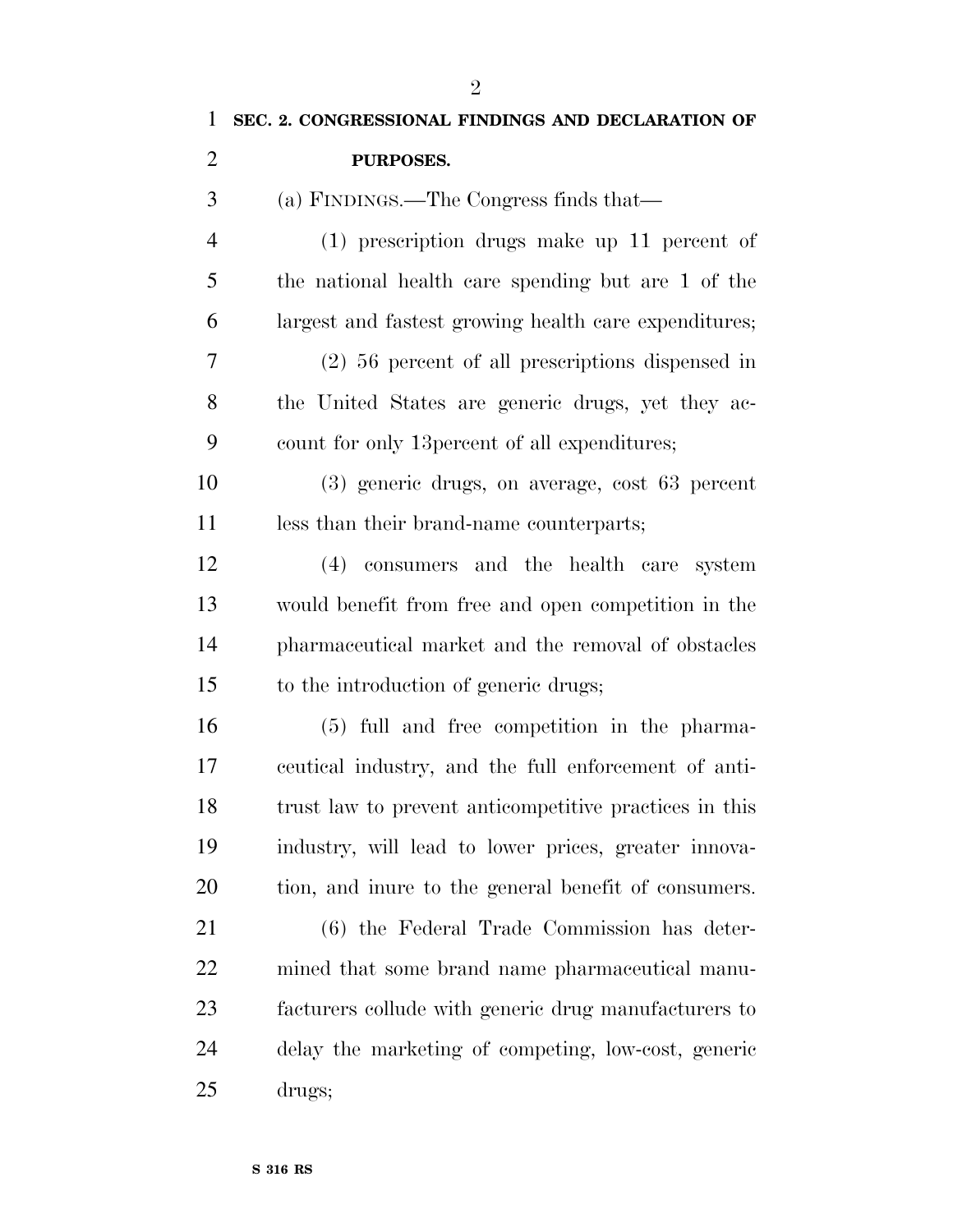**SEC. 2. CONGRESSIONAL FINDINGS AND DECLARATION OF PURPOSES.**

(a) FINDINGS.—The Congress finds that—

(1) prescription drugs make up 11 percent of the national health care spending but are 1 of the largest and fastest growing health care expenditures;

(2) 56 percent of all prescriptions dispensed in the United States are generic drugs, yet they account for only 13percent of all expenditures;

(3) generic drugs, on average, cost 63 percent less than their brand-name counterparts;

(4) consumers and the health care system would benefit from free and open competition in the pharmaceutical market and the removal of obstacles to the introduction of generic drugs;

(5) full and free competition in the pharmaceutical industry, and the full enforcement of antitrust law to prevent anticompetitive practices in this industry, will lead to lower prices, greater innovation, and inure to the general benefit of consumers.

(6) the Federal Trade Commission has determined that some brand name pharmaceutical manufacturers collude with generic drug manufacturers to delay the marketing of competing, low-cost, generic drugs;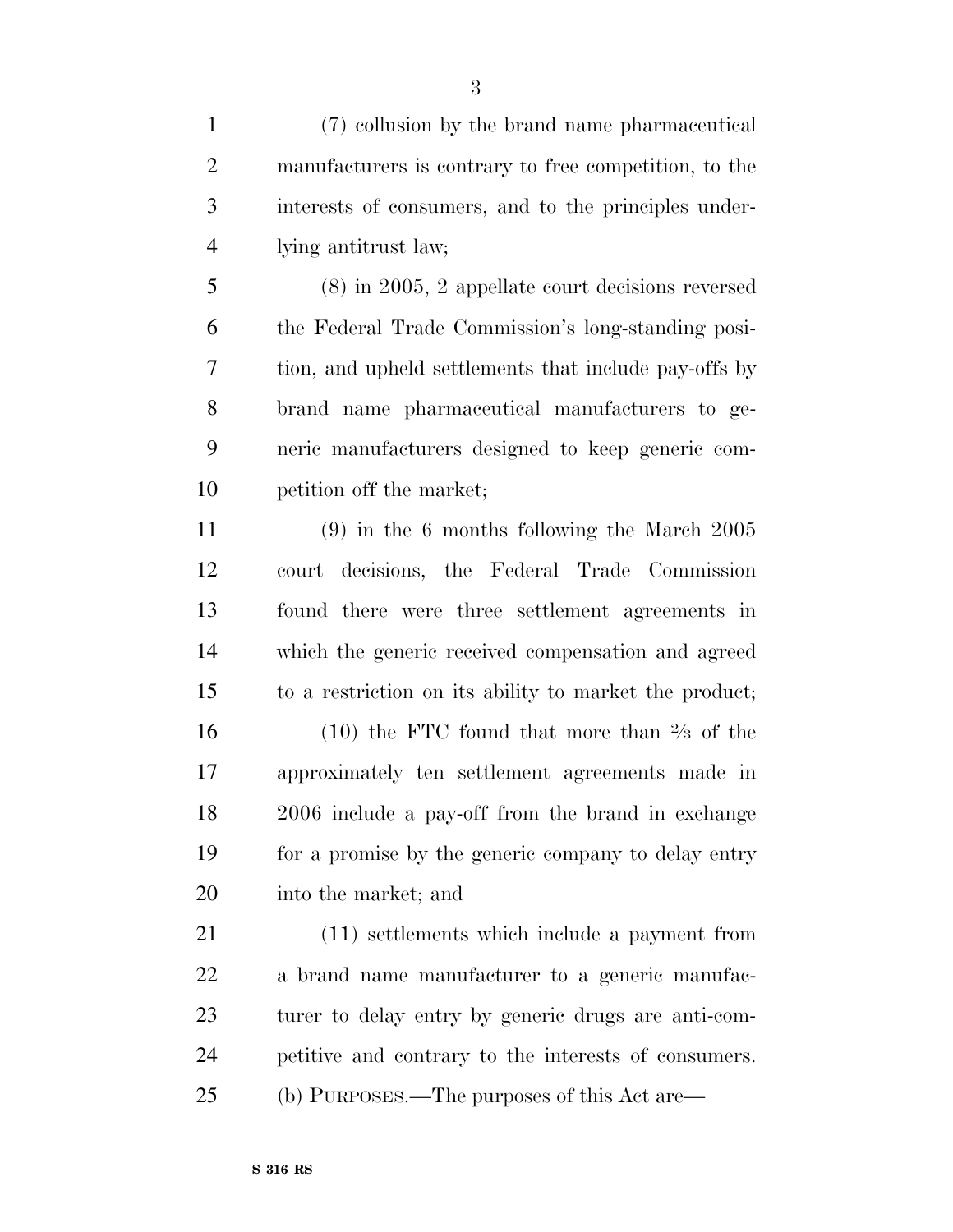(7) collusion by the brand name pharmaceutical manufacturers is contrary to free competition, to the interests of consumers, and to the principles underlying antitrust law;

(8) in 2005, 2 appellate court decisions reversed the Federal Trade Commission's long-standing position, and upheld settlements that include pay-offs by brand name pharmaceutical manufacturers to generic manufacturers designed to keep generic competition off the market;

(9) in the 6 months following the March 2005 court decisions, the Federal Trade Commission found there were three settlement agreements in which the generic received compensation and agreed to a restriction on its ability to market the product;

(10) the FTC found that more than ⅔ of the approximately ten settlement agreements made in 2006 include a pay-off from the brand in exchange for a promise by the generic company to delay entry into the market; and

(11) settlements which include a payment from a brand name manufacturer to a generic manufacturer to delay entry by generic drugs are anti-competitive and contrary to the interests of consumers.

(b) PURPOSES.—The purposes of this Act are—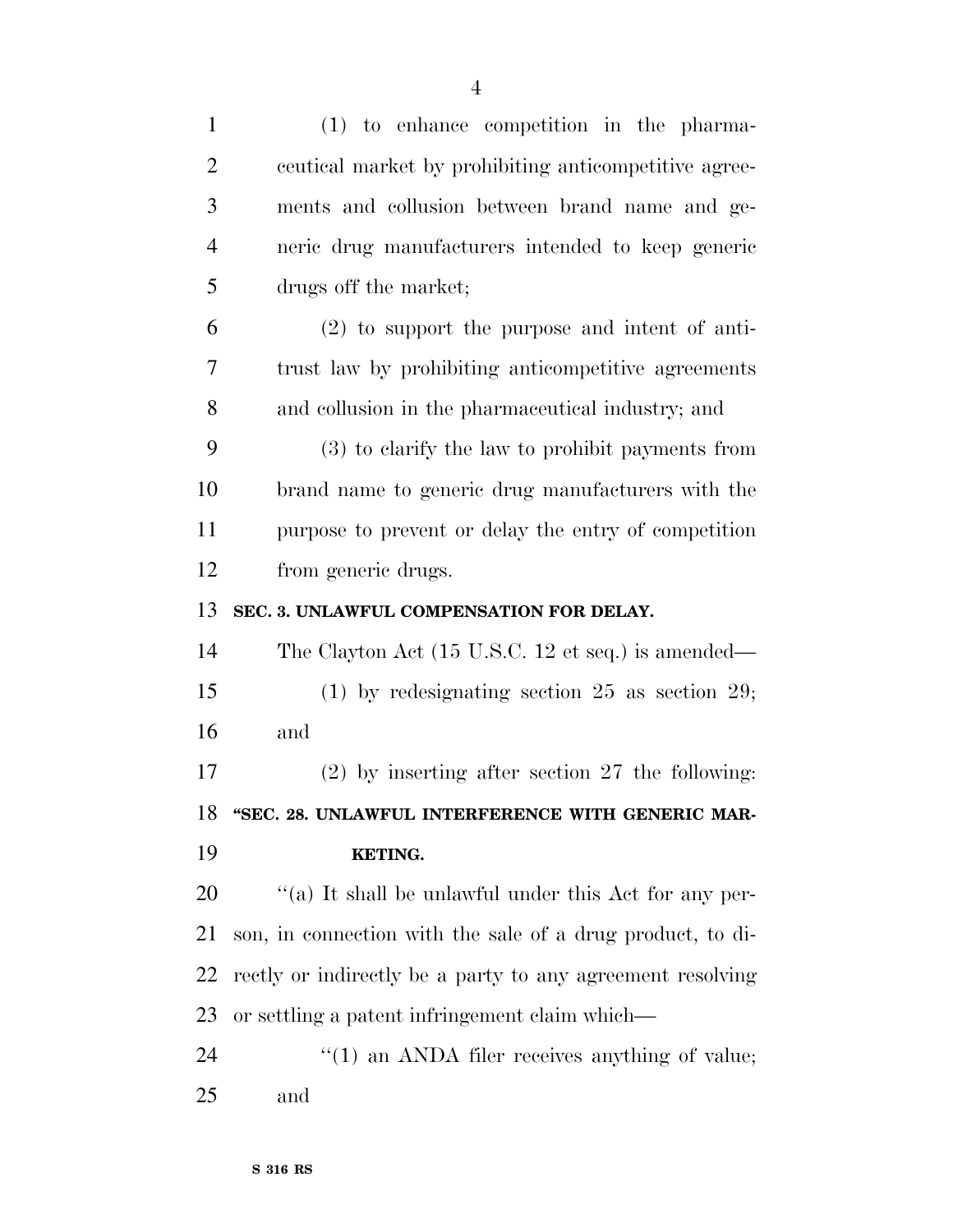(1) to enhance competition in the pharmaceutical market by prohibiting anticompetitive agreements and collusion between brand name and generic drug manufacturers intended to keep generic drugs off the market;

(2) to support the purpose and intent of antitrust law by prohibiting anticompetitive agreements and collusion in the pharmaceutical industry; and

(3) to clarify the law to prohibit payments from brand name to generic drug manufacturers with the purpose to prevent or delay the entry of competition from generic drugs.

**SEC. 3. UNLAWFUL COMPENSATION FOR DELAY.**

The Clayton Act (15 U.S.C. 12 et seq.) is amended—

(1) by redesignating section 25 as section 29; and

(2) by inserting after section 27 the following:

**"SEC. 28. UNLAWFUL INTERFERENCE WITH GENERIC MARKETING.**

"(a) It shall be unlawful under this Act for any person, in connection with the sale of a drug product, to directly or indirectly be a party to any agreement resolving or settling a patent infringement claim which—

"(1) an ANDA filer receives anything of value; and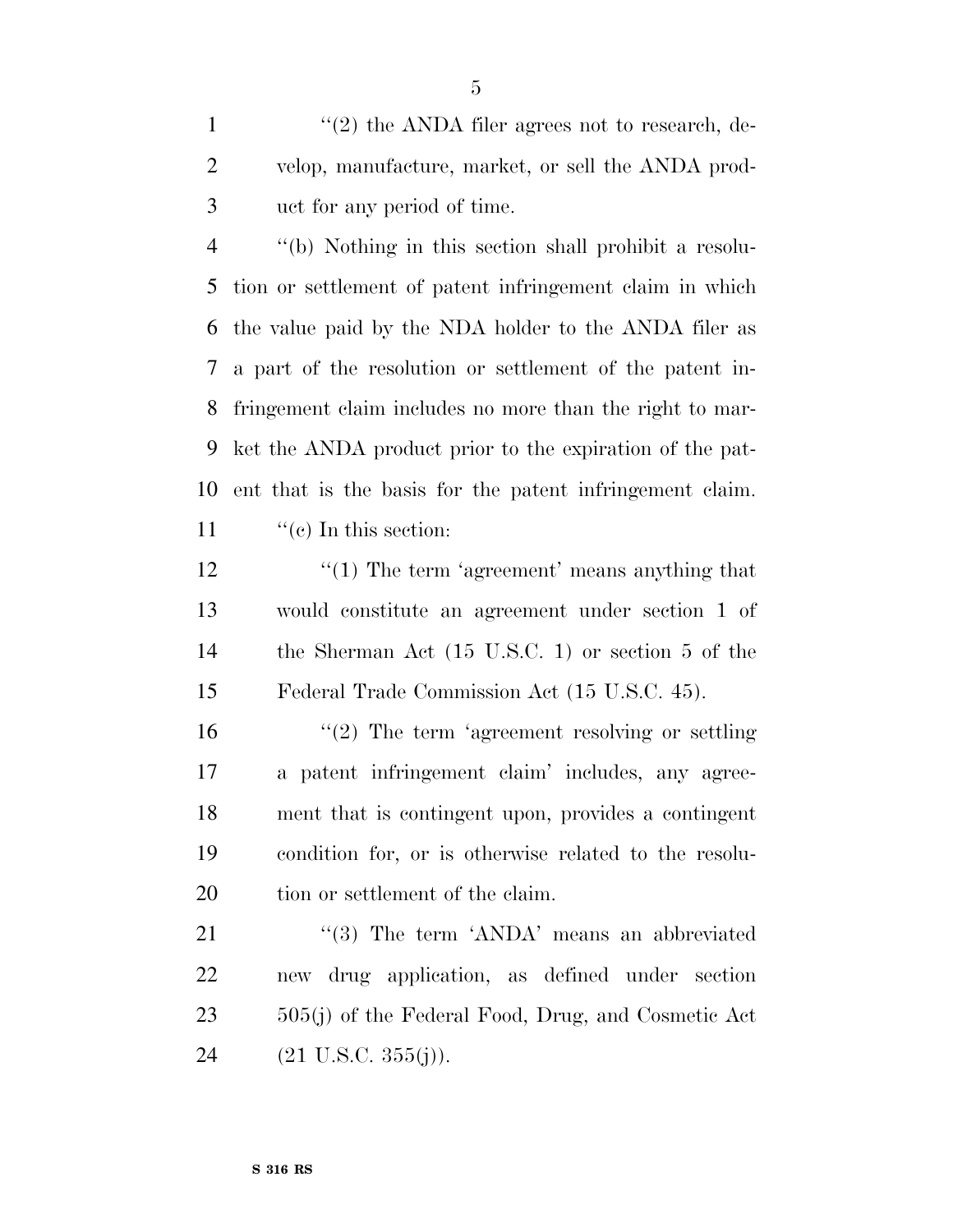"(2) the ANDA filer agrees not to research, develop, manufacture, market, or sell the ANDA product for any period of time.

"(b) Nothing in this section shall prohibit a resolution or settlement of patent infringement claim in which the value paid by the NDA holder to the ANDA filer as a part of the resolution or settlement of the patent infringement claim includes no more than the right to market the ANDA product prior to the expiration of the patent that is the basis for the patent infringement claim.

"(c) In this section:

"(1) The term 'agreement' means anything that would constitute an agreement under section 1 of the Sherman Act (15 U.S.C. 1) or section 5 of the Federal Trade Commission Act (15 U.S.C. 45).

"(2) The term 'agreement resolving or settling a patent infringement claim' includes, any agreement that is contingent upon, provides a contingent condition for, or is otherwise related to the resolution or settlement of the claim.

"(3) The term 'ANDA' means an abbreviated new drug application, as defined under section 505(j) of the Federal Food, Drug, and Cosmetic Act (21 U.S.C. 355(j)).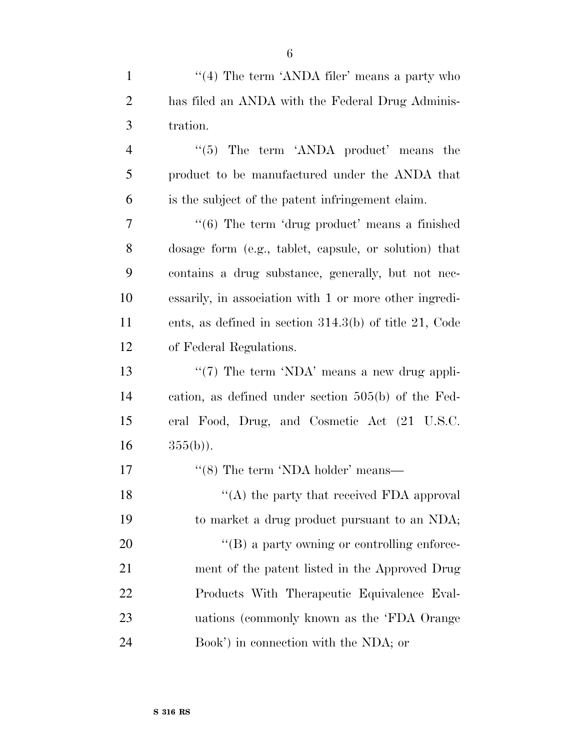''(4) The term 'ANDA filer' means a party who has filed an ANDA with the Federal Drug Administration.

''(5) The term 'ANDA product' means the product to be manufactured under the ANDA that is the subject of the patent infringement claim.

''(6) The term 'drug product' means a finished dosage form (e.g., tablet, capsule, or solution) that contains a drug substance, generally, but not necessarily, in association with 1 or more other ingredients, as defined in section 314.3(b) of title 21, Code of Federal Regulations.

''(7) The term 'NDA' means a new drug application, as defined under section 505(b) of the Federal Food, Drug, and Cosmetic Act (21 U.S.C. 355(b)).

''(8) The term 'NDA holder' means—

''(A) the party that received FDA approval to market a drug product pursuant to an NDA;

''(B) a party owning or controlling enforcement of the patent listed in the Approved Drug Products With Therapeutic Equivalence Evaluations (commonly known as the 'FDA Orange Book') in connection with the NDA; or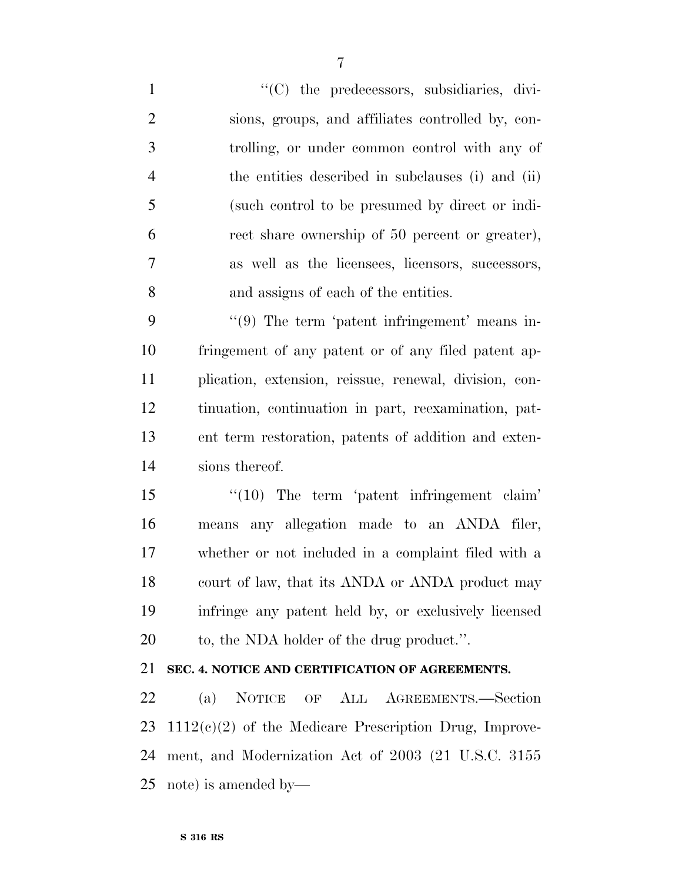"(C) the predecessors, subsidiaries, divisions, groups, and affiliates controlled by, controlling, or under common control with any of the entities described in subclauses (i) and (ii) (such control to be presumed by direct or indirect share ownership of 50 percent or greater), as well as the licensees, licensors, successors, and assigns of each of the entities.

"(9) The term 'patent infringement' means infringement of any patent or of any filed patent application, extension, reissue, renewal, division, continuation, continuation in part, reexamination, patent term restoration, patents of addition and extensions thereof.

"(10) The term 'patent infringement claim' means any allegation made to an ANDA filer, whether or not included in a complaint filed with a court of law, that its ANDA or ANDA product may infringe any patent held by, or exclusively licensed to, the NDA holder of the drug product.".

**SEC. 4. NOTICE AND CERTIFICATION OF AGREEMENTS.**

(a) NOTICE OF ALL AGREEMENTS.—Section 1112(c)(2) of the Medicare Prescription Drug, Improvement, and Modernization Act of 2003 (21 U.S.C. 3155 note) is amended by—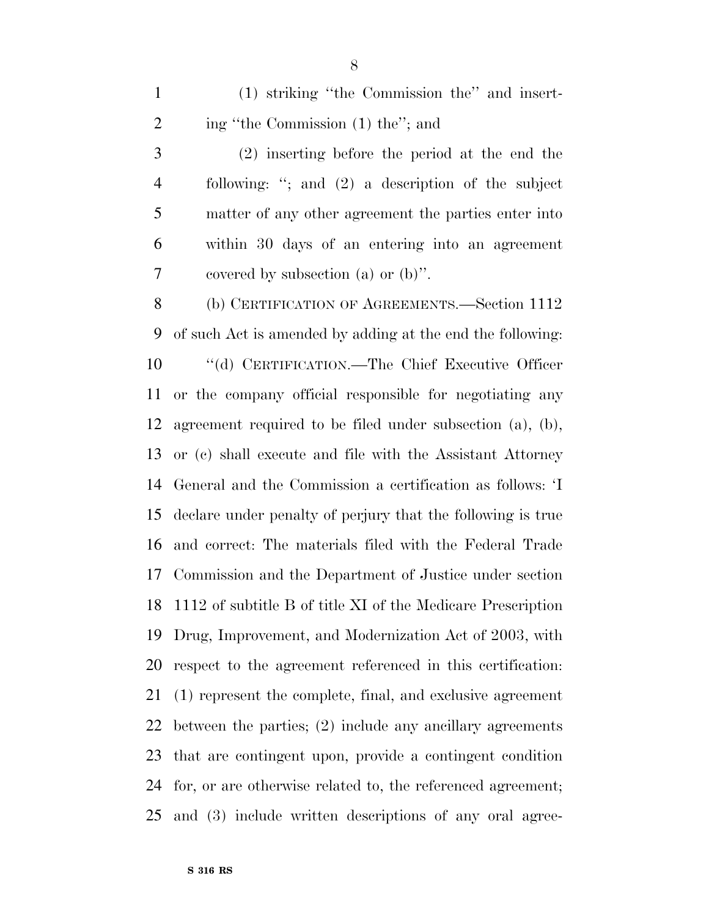(1) striking ''the Commission the'' and inserting ''the Commission (1) the''; and

(2) inserting before the period at the end the following: ''; and (2) a description of the subject matter of any other agreement the parties enter into within 30 days of an entering into an agreement covered by subsection (a) or (b)''.

(b) CERTIFICATION OF AGREEMENTS.—Section 1112 of such Act is amended by adding at the end the following:

''(d) CERTIFICATION.—The Chief Executive Officer or the company official responsible for negotiating any agreement required to be filed under subsection (a), (b), or (c) shall execute and file with the Assistant Attorney General and the Commission a certification as follows: 'I declare under penalty of perjury that the following is true and correct: The materials filed with the Federal Trade Commission and the Department of Justice under section 1112 of subtitle B of title XI of the Medicare Prescription Drug, Improvement, and Modernization Act of 2003, with respect to the agreement referenced in this certification: (1) represent the complete, final, and exclusive agreement between the parties; (2) include any ancillary agreements that are contingent upon, provide a contingent condition for, or are otherwise related to, the referenced agreement; and (3) include written descriptions of any oral agree-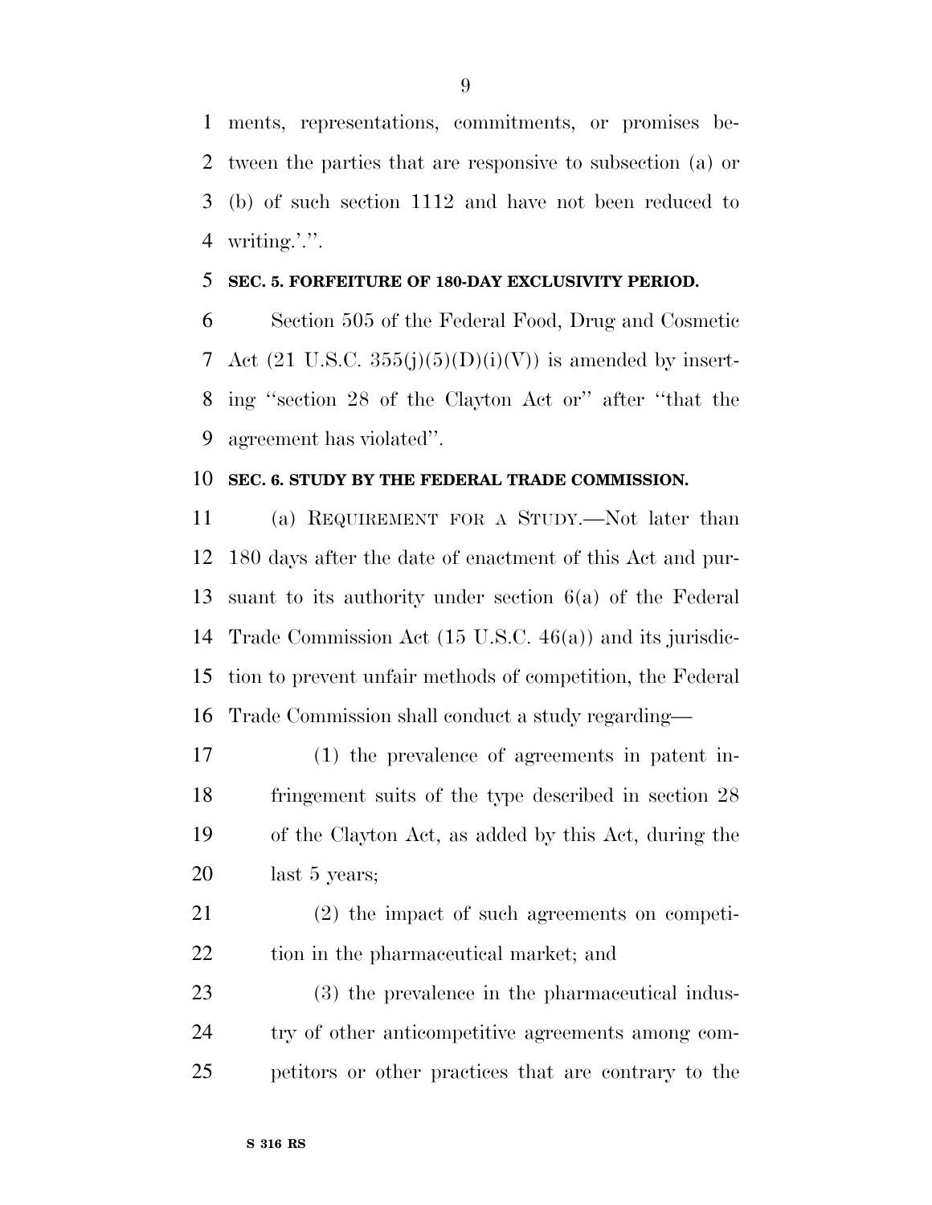ments, representations, commitments, or promises between the parties that are responsive to subsection (a) or (b) of such section 1112 and have not been reduced to writing.'.''.

**SEC. 5. FORFEITURE OF 180-DAY EXCLUSIVITY PERIOD.**

Section 505 of the Federal Food, Drug and Cosmetic Act (21 U.S.C. 355(j)(5)(D)(i)(V)) is amended by inserting ''section 28 of the Clayton Act or'' after ''that the agreement has violated''.

**SEC. 6. STUDY BY THE FEDERAL TRADE COMMISSION.**

(a) REQUIREMENT FOR A STUDY.—Not later than 180 days after the date of enactment of this Act and pursuant to its authority under section 6(a) of the Federal Trade Commission Act (15 U.S.C. 46(a)) and its jurisdiction to prevent unfair methods of competition, the Federal Trade Commission shall conduct a study regarding—

(1) the prevalence of agreements in patent infringement suits of the type described in section 28 of the Clayton Act, as added by this Act, during the last 5 years;

(2) the impact of such agreements on competition in the pharmaceutical market; and

(3) the prevalence in the pharmaceutical industry of other anticompetitive agreements among competitors or other practices that are contrary to the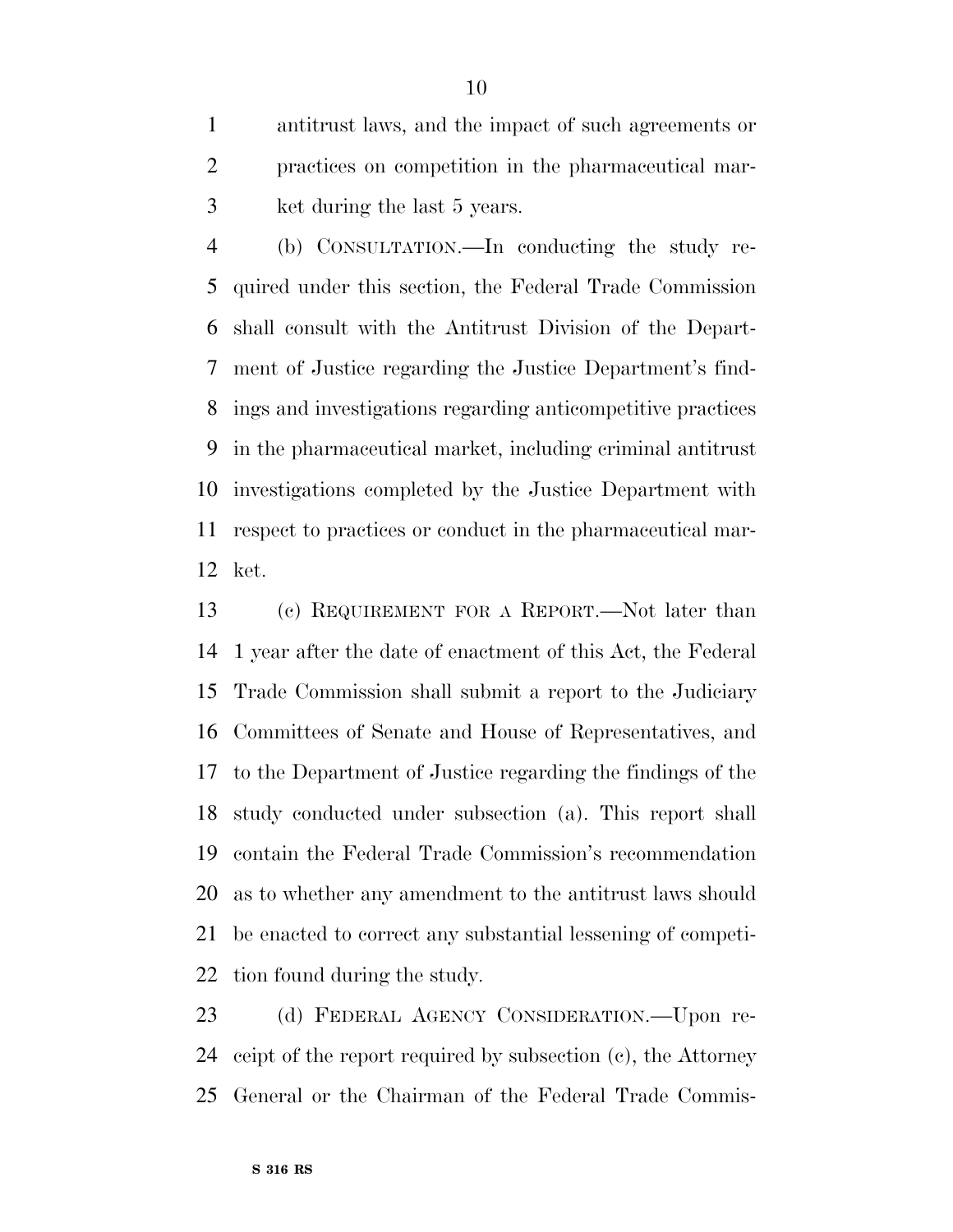antitrust laws, and the impact of such agreements or practices on competition in the pharmaceutical market during the last 5 years.

(b) CONSULTATION.—In conducting the study required under this section, the Federal Trade Commission shall consult with the Antitrust Division of the Department of Justice regarding the Justice Department's findings and investigations regarding anticompetitive practices in the pharmaceutical market, including criminal antitrust investigations completed by the Justice Department with respect to practices or conduct in the pharmaceutical market.

(c) REQUIREMENT FOR A REPORT.—Not later than 1 year after the date of enactment of this Act, the Federal Trade Commission shall submit a report to the Judiciary Committees of Senate and House of Representatives, and to the Department of Justice regarding the findings of the study conducted under subsection (a). This report shall contain the Federal Trade Commission's recommendation as to whether any amendment to the antitrust laws should be enacted to correct any substantial lessening of competition found during the study.

(d) FEDERAL AGENCY CONSIDERATION.—Upon receipt of the report required by subsection (c), the Attorney General or the Chairman of the Federal Trade Commis-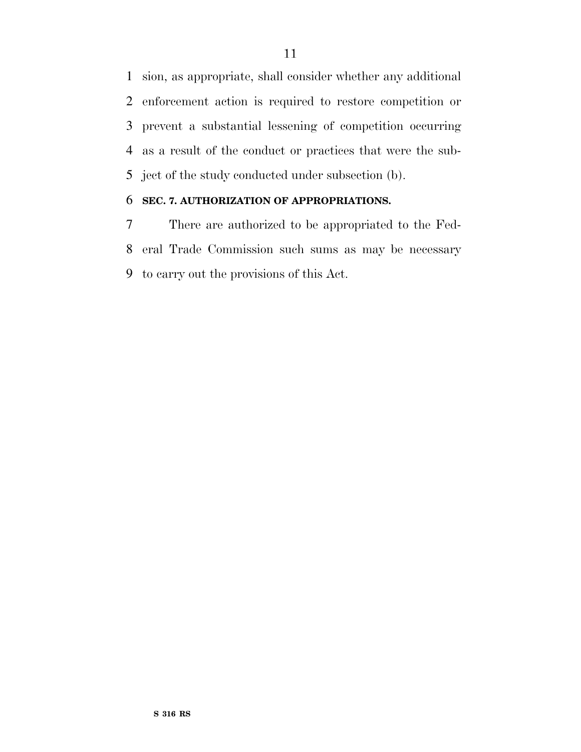sion, as appropriate, shall consider whether any additional enforcement action is required to restore competition or prevent a substantial lessening of competition occurring as a result of the conduct or practices that were the subject of the study conducted under subsection (b).

**SEC. 7. AUTHORIZATION OF APPROPRIATIONS.**

There are authorized to be appropriated to the Federal Trade Commission such sums as may be necessary to carry out the provisions of this Act.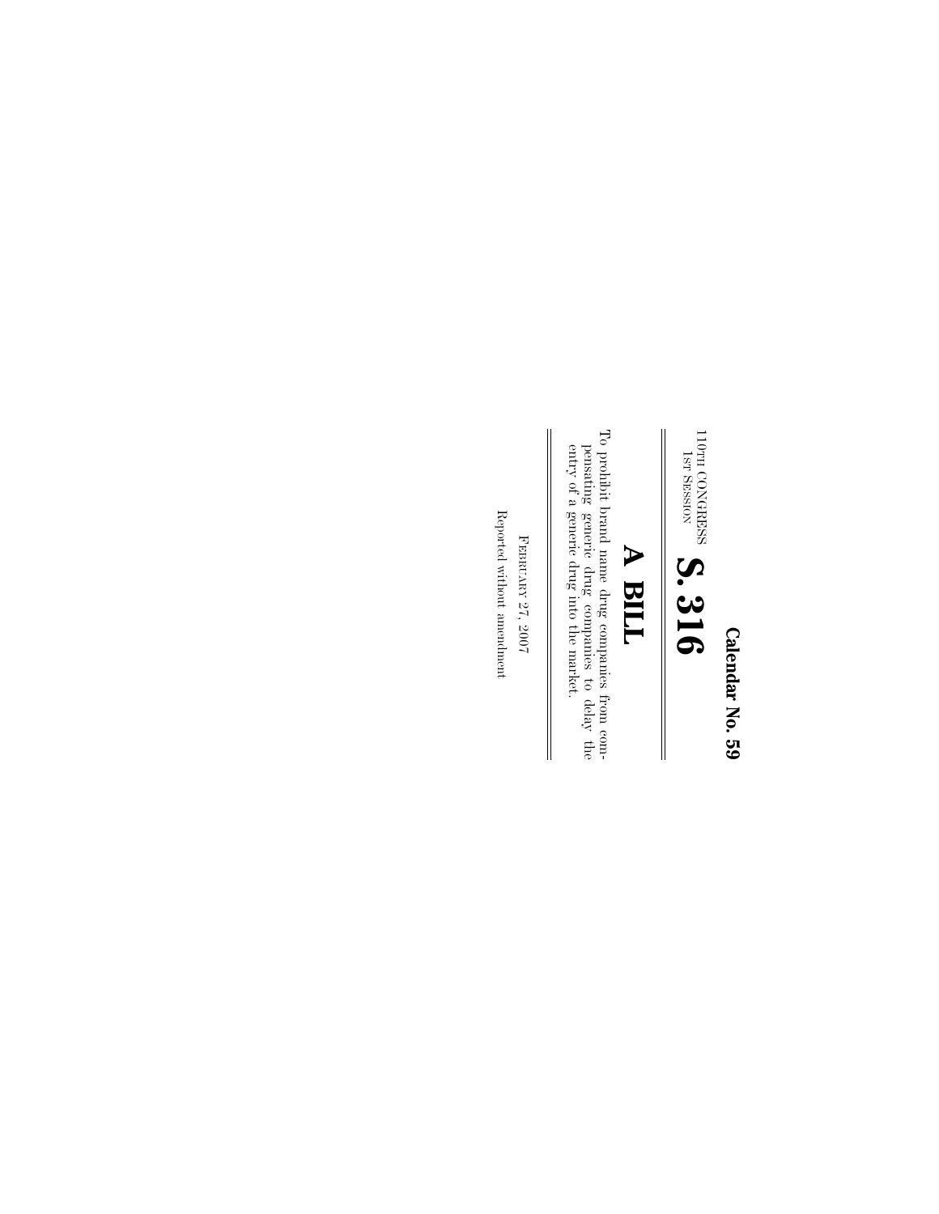**Calendar No. 59**

110TH CONGRESS
1ST SESSION

# S. 316

# A BILL

To prohibit brand name drug companies from compensating generic drug companies to delay the entry of a generic drug into the market.

FEBRUARY 27, 2007

Reported without amendment